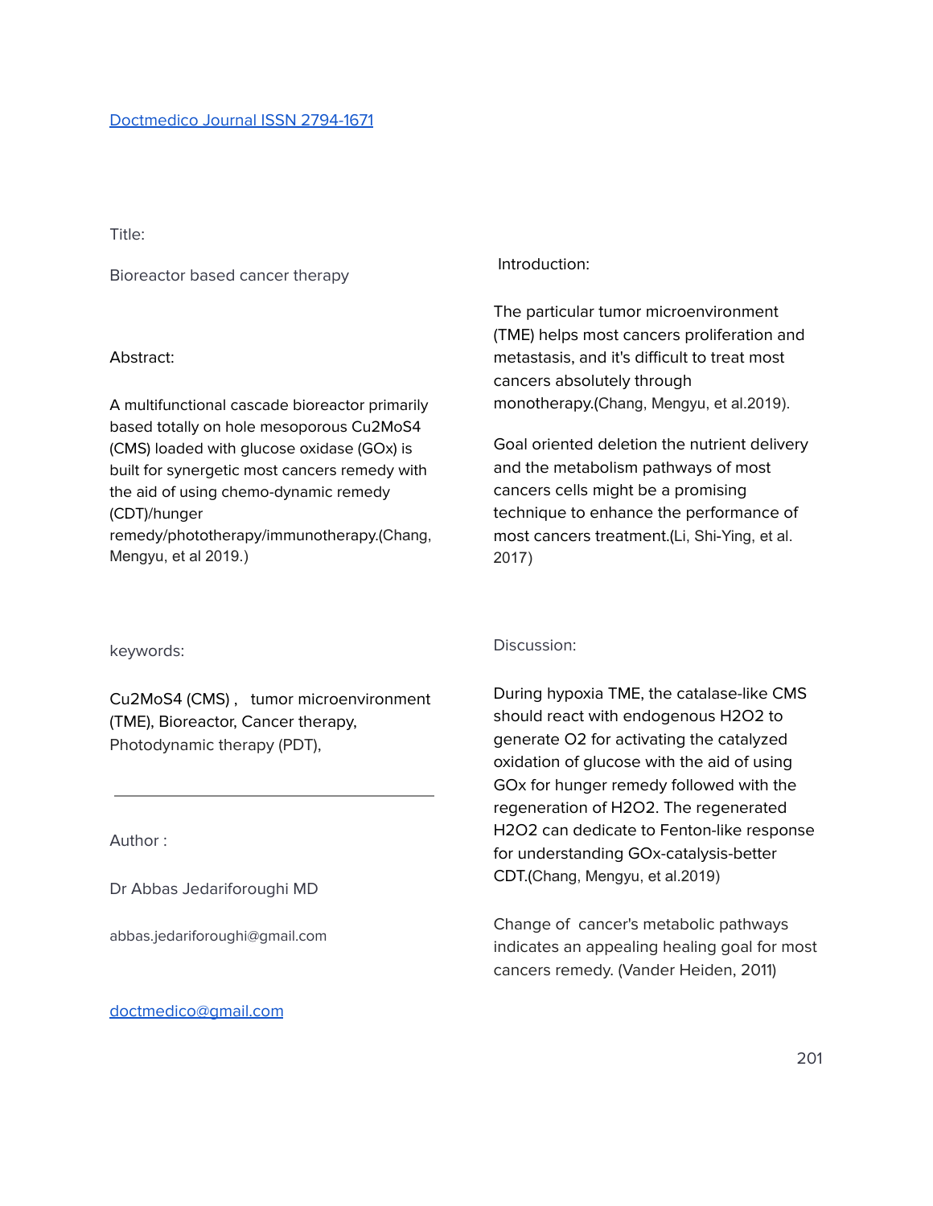[Doctmedico Journal ISSN 2794-1671](#)

Title:

# Bioreactor based cancer therapy

## Abstract:

A multifunctional cascade bioreactor primarily based totally on hole mesoporous $Cu_2MoS_4$ (CMS) loaded with glucose oxidase (GOx) is built for synergetic most cancers remedy with the aid of using chemo-dynamic remedy (CDT)/hunger remedy/phototherapy/immunotherapy.(Chang, Mengyu, et al 2019.)

keywords:

$Cu_2MoS_4$ (CMS) , tumor microenvironment (TME), Bioreactor, Cancer therapy, Photodynamic therapy (PDT),

---

Author :

Dr Abbas Jedariforoughi MD

abbas.jedariforoughi@gmail.com

[doctmedico@gmail.com](mailto:doctmedico@gmail.com)

## Introduction:

The particular tumor microenvironment (TME) helps most cancers proliferation and metastasis, and it's difficult to treat most cancers absolutely through monotherapy.(Chang, Mengyu, et al.2019).

Goal oriented deletion the nutrient delivery and the metabolism pathways of most cancers cells might be a promising technique to enhance the performance of most cancers treatment.(Li, Shi-Ying, et al. 2017)

## Discussion:

During hypoxia TME, the catalase-like CMS should react with endogenous $H_2O_2$ to generate $O_2$ for activating the catalyzed oxidation of glucose with the aid of using GOx for hunger remedy followed with the regeneration of $H_2O_2$. The regenerated $H_2O_2$ can dedicate to Fenton-like response for understanding GOx-catalysis-better CDT.(Chang, Mengyu, et al.2019)

Change of cancer's metabolic pathways indicates an appealing healing goal for most cancers remedy. (Vander Heiden, 2011)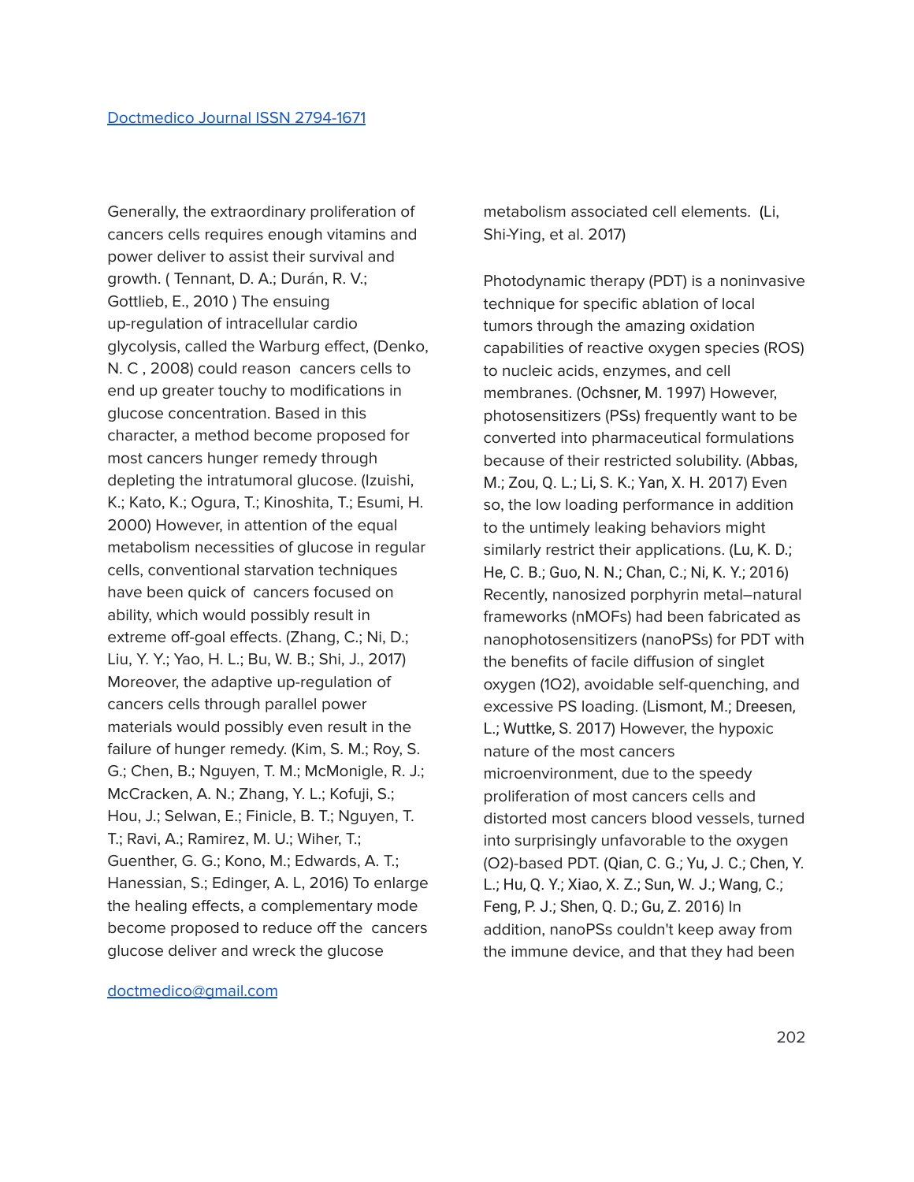Generally, the extraordinary proliferation of cancers cells requires enough vitamins and power deliver to assist their survival and growth. ( Tennant, D. A.; Durán, R. V.; Gottlieb, E., 2010 ) The ensuing up-regulation of intracellular cardio glycolysis, called the Warburg effect, (Denko, N. C , 2008) could reason cancers cells to end up greater touchy to modifications in glucose concentration. Based in this character, a method become proposed for most cancers hunger remedy through depleting the intratumoral glucose. (Izuishi, K.; Kato, K.; Ogura, T.; Kinoshita, T.; Esumi, H. 2000) However, in attention of the equal metabolism necessities of glucose in regular cells, conventional starvation techniques have been quick of cancers focused on ability, which would possibly result in extreme off-goal effects. (Zhang, C.; Ni, D.; Liu, Y. Y.; Yao, H. L.; Bu, W. B.; Shi, J., 2017) Moreover, the adaptive up-regulation of cancers cells through parallel power materials would possibly even result in the failure of hunger remedy. (Kim, S. M.; Roy, S. G.; Chen, B.; Nguyen, T. M.; McMonigle, R. J.; McCracken, A. N.; Zhang, Y. L.; Kofuji, S.; Hou, J.; Selwan, E.; Finicle, B. T.; Nguyen, T. T.; Ravi, A.; Ramirez, M. U.; Wiher, T.; Guenther, G. G.; Kono, M.; Edwards, A. T.; Hanessian, S.; Edinger, A. L, 2016) To enlarge the healing effects, a complementary mode become proposed to reduce off the cancers glucose deliver and wreck the glucose metabolism associated cell elements. (Li, Shi-Ying, et al. 2017)

Photodynamic therapy (PDT) is a noninvasive technique for specific ablation of local tumors through the amazing oxidation capabilities of reactive oxygen species (ROS) to nucleic acids, enzymes, and cell membranes. (Ochsner, M. 1997) However, photosensitizers (PSs) frequently want to be converted into pharmaceutical formulations because of their restricted solubility. (Abbas, M.; Zou, Q. L.; Li, S. K.; Yan, X. H. 2017) Even so, the low loading performance in addition to the untimely leaking behaviors might similarly restrict their applications. (Lu, K. D.; He, C. B.; Guo, N. N.; Chan, C.; Ni, K. Y.; 2016) Recently, nanosized porphyrin metal–natural frameworks (nMOFs) had been fabricated as nanophotosensitizers (nanoPSs) for PDT with the benefits of facile diffusion of singlet oxygen ($^1O_2$), avoidable self-quenching, and excessive PS loading. (Lismont, M.; Dreesen, L.; Wuttke, S. 2017) However, the hypoxic nature of the most cancers microenvironment, due to the speedy proliferation of most cancers cells and distorted most cancers blood vessels, turned into surprisingly unfavorable to the oxygen ($O_2$)-based PDT. (Qian, C. G.; Yu, J. C.; Chen, Y. L.; Hu, Q. Y.; Xiao, X. Z.; Sun, W. J.; Wang, C.; Feng, P. J.; Shen, Q. D.; Gu, Z. 2016) In addition, nanoPSs couldn't keep away from the immune device, and that they had been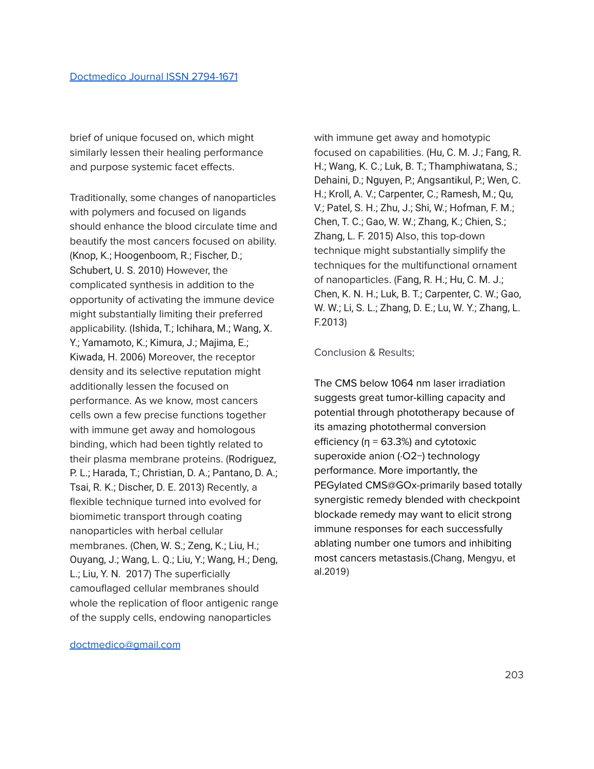brief of unique focused on, which might similarly lessen their healing performance and purpose systemic facet effects.

Traditionally, some changes of nanoparticles with polymers and focused on ligands should enhance the blood circulate time and beautify the most cancers focused on ability. (Knop, K.; Hoogenboom, R.; Fischer, D.; Schubert, U. S. 2010) However, the complicated synthesis in addition to the opportunity of activating the immune device might substantially limiting their preferred applicability. (Ishida, T.; Ichihara, M.; Wang, X. Y.; Yamamoto, K.; Kimura, J.; Majima, E.; Kiwada, H. 2006) Moreover, the receptor density and its selective reputation might additionally lessen the focused on performance. As we know, most cancers cells own a few precise functions together with immune get away and homologous binding, which had been tightly related to their plasma membrane proteins. (Rodriguez, P. L.; Harada, T.; Christian, D. A.; Pantano, D. A.; Tsai, R. K.; Discher, D. E. 2013) Recently, a flexible technique turned into evolved for biomimetic transport through coating nanoparticles with herbal cellular membranes. (Chen, W. S.; Zeng, K.; Liu, H.; Ouyang, J.; Wang, L. Q.; Liu, Y.; Wang, H.; Deng, L.; Liu, Y. N. 2017) The superficially camouflaged cellular membranes should whole the replication of floor antigenic range of the supply cells, endowing nanoparticles with immune get away and homotypic focused on capabilities. (Hu, C. M. J.; Fang, R. H.; Wang, K. C.; Luk, B. T.; Thamphiwatana, S.; Dehaini, D.; Nguyen, P.; Angsantikul, P.; Wen, C. H.; Kroll, A. V.; Carpenter, C.; Ramesh, M.; Qu, V.; Patel, S. H.; Zhu, J.; Shi, W.; Hofman, F. M.; Chen, T. C.; Gao, W. W.; Zhang, K.; Chien, S.; Zhang, L. F. 2015) Also, this top-down technique might substantially simplify the techniques for the multifunctional ornament of nanoparticles. (Fang, R. H.; Hu, C. M. J.; Chen, K. N. H.; Luk, B. T.; Carpenter, C. W.; Gao, W. W.; Li, S. L.; Zhang, D. E.; Lu, W. Y.; Zhang, L. F.2013)

## Conclusion & Results;

The CMS below 1064 nm laser irradiation suggests great tumor-killing capacity and potential through phototherapy because of its amazing photothermal conversion efficiency ($\eta = 63.3\%$) and cytotoxic superoxide anion ($\cdot O_2^-$) technology performance. More importantly, the PEGylated CMS@GOx-primarily based totally synergistic remedy blended with checkpoint blockade remedy may want to elicit strong immune responses for each successfully ablating number one tumors and inhibiting most cancers metastasis.(Chang, Mengyu, et al.2019)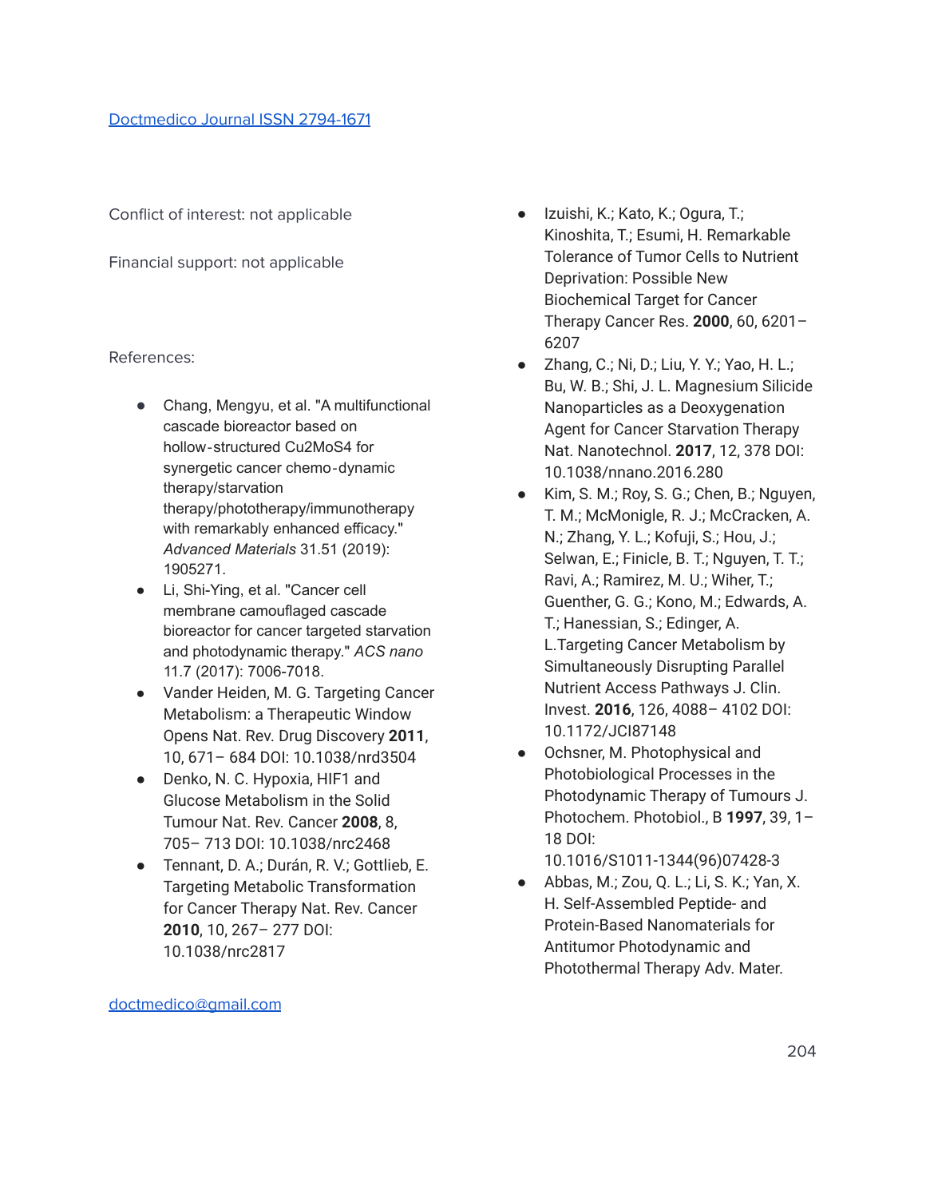Conflict of interest: not applicable

Financial support: not applicable

References:

- Chang, Mengyu, et al. "A multifunctional cascade bioreactor based on hollow-structured Cu2MoS4 for synergetic cancer chemo-dynamic therapy/starvation therapy/phototherapy/immunotherapy with remarkably enhanced efficacy." *Advanced Materials* 31.51 (2019): 1905271.
- Li, Shi-Ying, et al. "Cancer cell membrane camouflaged cascade bioreactor for cancer targeted starvation and photodynamic therapy." *ACS nano* 11.7 (2017): 7006-7018.
- Vander Heiden, M. G. Targeting Cancer Metabolism: a Therapeutic Window Opens Nat. Rev. Drug Discovery **2011**, 10, 671– 684 DOI: 10.1038/nrd3504
- Denko, N. C. Hypoxia, HIF1 and Glucose Metabolism in the Solid Tumour Nat. Rev. Cancer **2008**, 8, 705– 713 DOI: 10.1038/nrc2468
- Tennant, D. A.; Durán, R. V.; Gottlieb, E. Targeting Metabolic Transformation for Cancer Therapy Nat. Rev. Cancer **2010**, 10, 267– 277 DOI: 10.1038/nrc2817
- Izuishi, K.; Kato, K.; Ogura, T.; Kinoshita, T.; Esumi, H. Remarkable Tolerance of Tumor Cells to Nutrient Deprivation: Possible New Biochemical Target for Cancer Therapy Cancer Res. **2000**, 60, 6201–6207
- Zhang, C.; Ni, D.; Liu, Y. Y.; Yao, H. L.; Bu, W. B.; Shi, J. L. Magnesium Silicide Nanoparticles as a Deoxygenation Agent for Cancer Starvation Therapy Nat. Nanotechnol. **2017**, 12, 378 DOI: 10.1038/nnano.2016.280
- Kim, S. M.; Roy, S. G.; Chen, B.; Nguyen, T. M.; McMonigle, R. J.; McCracken, A. N.; Zhang, Y. L.; Kofuji, S.; Hou, J.; Selwan, E.; Finicle, B. T.; Nguyen, T. T.; Ravi, A.; Ramirez, M. U.; Wiher, T.; Guenther, G. G.; Kono, M.; Edwards, A. T.; Hanessian, S.; Edinger, A. L.Targeting Cancer Metabolism by Simultaneously Disrupting Parallel Nutrient Access Pathways J. Clin. Invest. **2016**, 126, 4088– 4102 DOI: 10.1172/JCI87148
- Ochsner, M. Photophysical and Photobiological Processes in the Photodynamic Therapy of Tumours J. Photochem. Photobiol., B **1997**, 39, 1–18 DOI: 10.1016/S1011-1344(96)07428-3
- Abbas, M.; Zou, Q. L.; Li, S. K.; Yan, X. H. Self-Assembled Peptide- and Protein-Based Nanomaterials for Antitumor Photodynamic and Photothermal Therapy Adv. Mater.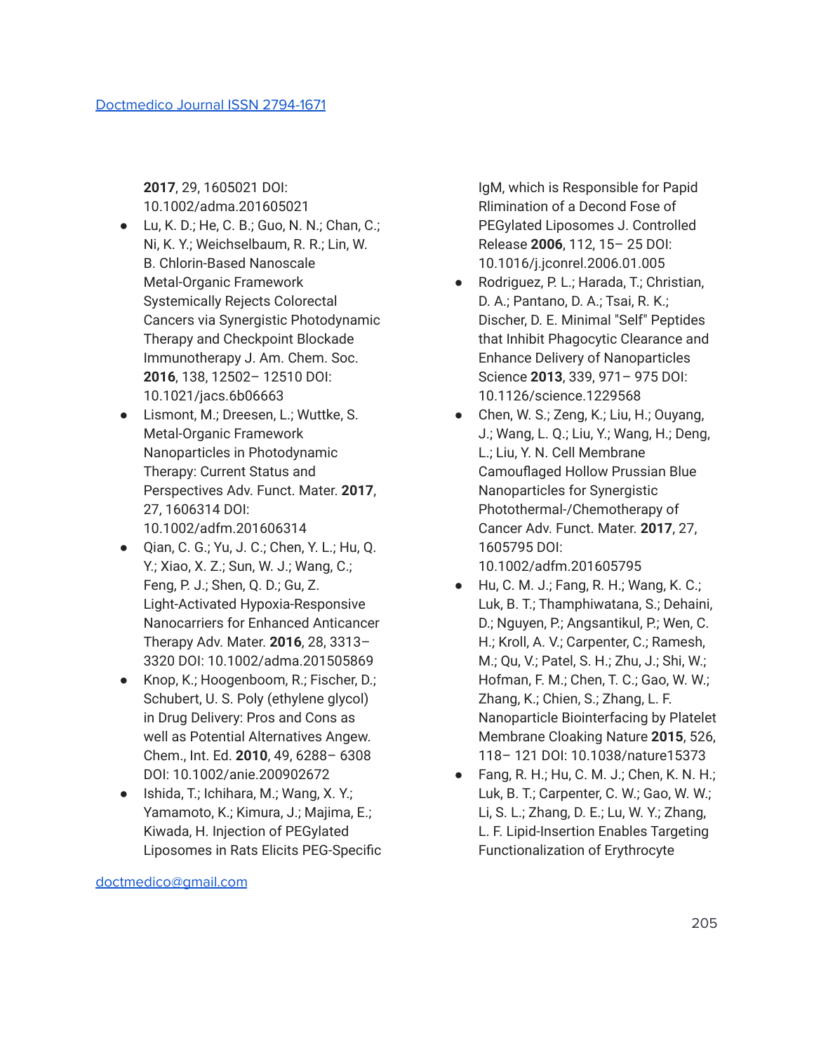**2017**, 29, 1605021 DOI: 10.1002/adma.201605021

- Lu, K. D.; He, C. B.; Guo, N. N.; Chan, C.; Ni, K. Y.; Weichselbaum, R. R.; Lin, W. B. Chlorin-Based Nanoscale Metal-Organic Framework Systemically Rejects Colorectal Cancers via Synergistic Photodynamic Therapy and Checkpoint Blockade Immunotherapy J. Am. Chem. Soc. **2016**, 138, 12502– 12510 DOI: 10.1021/jacs.6b06663
- Lismont, M.; Dreesen, L.; Wuttke, S. Metal-Organic Framework Nanoparticles in Photodynamic Therapy: Current Status and Perspectives Adv. Funct. Mater. **2017**, 27, 1606314 DOI: 10.1002/adfm.201606314
- Qian, C. G.; Yu, J. C.; Chen, Y. L.; Hu, Q. Y.; Xiao, X. Z.; Sun, W. J.; Wang, C.; Feng, P. J.; Shen, Q. D.; Gu, Z. Light-Activated Hypoxia-Responsive Nanocarriers for Enhanced Anticancer Therapy Adv. Mater. **2016**, 28, 3313– 3320 DOI: 10.1002/adma.201505869
- Knop, K.; Hoogenboom, R.; Fischer, D.; Schubert, U. S. Poly (ethylene glycol) in Drug Delivery: Pros and Cons as well as Potential Alternatives Angew. Chem., Int. Ed. **2010**, 49, 6288– 6308 DOI: 10.1002/anie.200902672
- Ishida, T.; Ichihara, M.; Wang, X. Y.; Yamamoto, K.; Kimura, J.; Majima, E.; Kiwada, H. Injection of PEGylated Liposomes in Rats Elicits PEG-Specific IgM, which is Responsible for Papid Rlimination of a Decond Fose of PEGylated Liposomes J. Controlled Release **2006**, 112, 15– 25 DOI: 10.1016/j.jconrel.2006.01.005
- Rodriguez, P. L.; Harada, T.; Christian, D. A.; Pantano, D. A.; Tsai, R. K.; Discher, D. E. Minimal "Self" Peptides that Inhibit Phagocytic Clearance and Enhance Delivery of Nanoparticles Science **2013**, 339, 971– 975 DOI: 10.1126/science.1229568
- Chen, W. S.; Zeng, K.; Liu, H.; Ouyang, J.; Wang, L. Q.; Liu, Y.; Wang, H.; Deng, L.; Liu, Y. N. Cell Membrane Camouflaged Hollow Prussian Blue Nanoparticles for Synergistic Photothermal-/Chemotherapy of Cancer Adv. Funct. Mater. **2017**, 27, 1605795 DOI: 10.1002/adfm.201605795
- Hu, C. M. J.; Fang, R. H.; Wang, K. C.; Luk, B. T.; Thamphiwatana, S.; Dehaini, D.; Nguyen, P.; Angsantikul, P.; Wen, C. H.; Kroll, A. V.; Carpenter, C.; Ramesh, M.; Qu, V.; Patel, S. H.; Zhu, J.; Shi, W.; Hofman, F. M.; Chen, T. C.; Gao, W. W.; Zhang, K.; Chien, S.; Zhang, L. F. Nanoparticle Biointerfacing by Platelet Membrane Cloaking Nature **2015**, 526, 118– 121 DOI: 10.1038/nature15373
- Fang, R. H.; Hu, C. M. J.; Chen, K. N. H.; Luk, B. T.; Carpenter, C. W.; Gao, W. W.; Li, S. L.; Zhang, D. E.; Lu, W. Y.; Zhang, L. F. Lipid-Insertion Enables Targeting Functionalization of Erythrocyte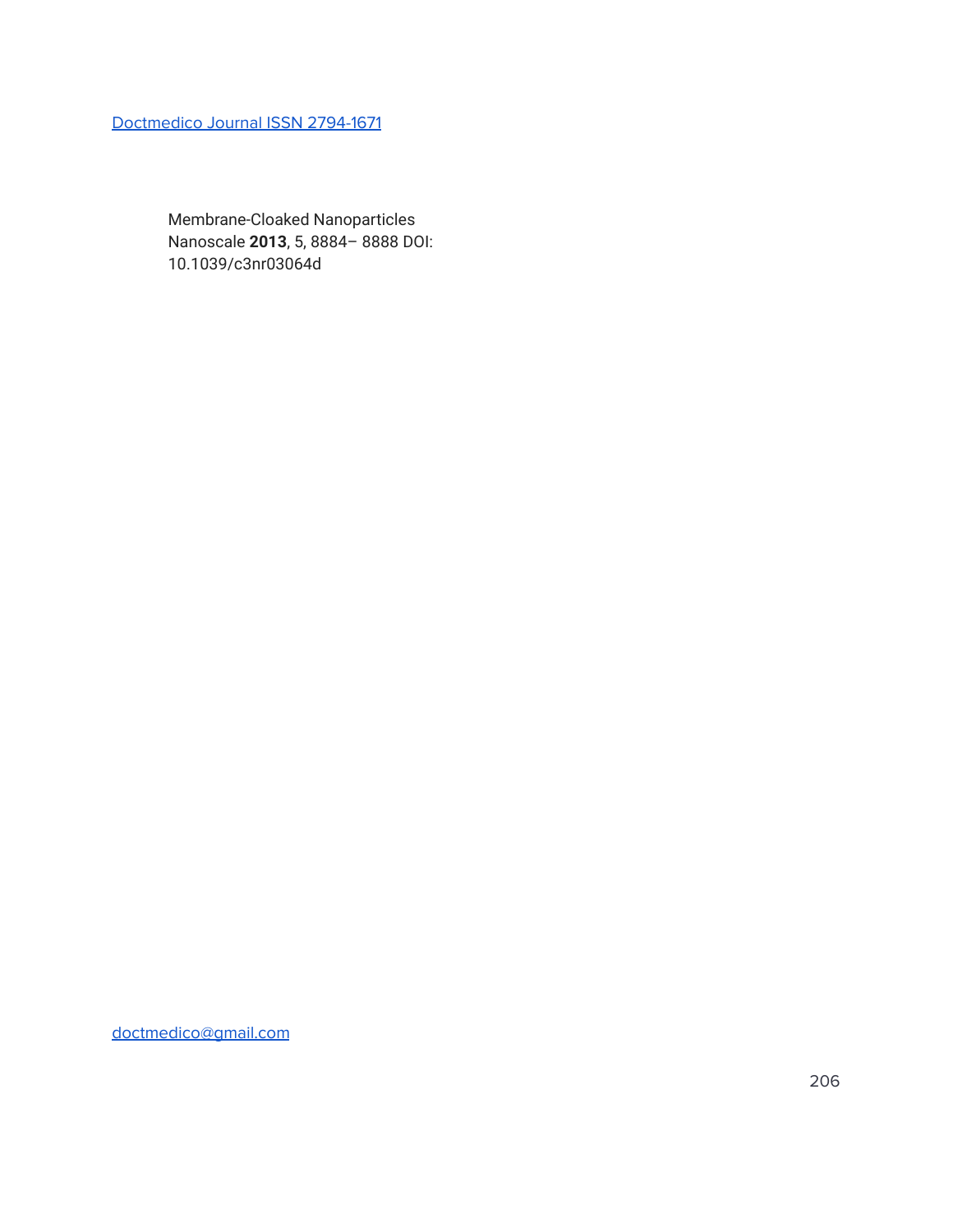Membrane-Cloaked Nanoparticles
Nanoscale **2013**, 5, 8884– 8888 DOI:
10.1039/c3nr03064d